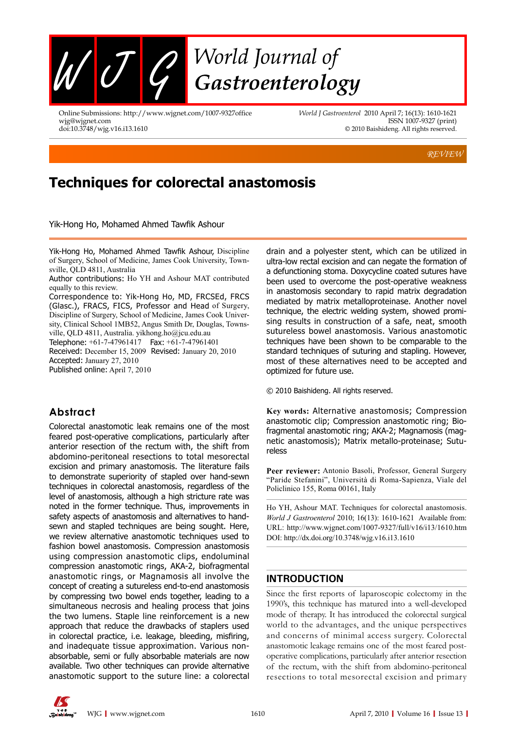REVIEW

# Techniques for colorectal anastomosis

Yik-Hong Ho, Mohamed Ahmed Tawfik Ashour

Yik-Hong Ho, Mohamed Ahmed Tawfik Ashour, Discipline of Surgery, School of Medicine, James Cook University, Townsville, QLD 4811, Australia

Author contributions: Ho YH and Ashour MAT contributed equally to this review.

Correspondence to: Yik-Hong Ho, MD, FRCSEd, FRCS (Glasc.), FRACS, FICS, Professor and Head of Surgery, Discipline of Surgery, School of Medicine, James Cook University, Clinical School 1MB52, Angus Smith Dr, Douglas, Townsville, QLD 4811, Australia. yikhong.ho@jcu.edu.au

Telephone: +61-7-47961417 Fax: +61-7-47961401

Received: December 15, 2009 Revised: January 20, 2010

Accepted: January 27, 2010

Published online: April 7, 2010

## Abstract

Colorectal anastomotic leak remains one of the most feared post-operative complications, particularly after anterior resection of the rectum with, the shift from abdomino-peritoneal resections to total mesorectal excision and primary anastomosis. The literature fails to demonstrate superiority of stapled over hand-sewn techniques in colorectal anastomosis, regardless of the level of anastomosis, although a high stricture rate was noted in the former technique. Thus, improvements in safety aspects of anastomosis and alternatives to hand-sewn and stapled techniques are being sought. Here, we review alternative anastomotic techniques used to fashion bowel anastomosis. Compression anastomosis using compression anastomotic clips, endoluminal compression anastomotic rings, AKA-2, biofragmental anastomotic rings, or Magnamosis all involve the concept of creating a sutureless end-to-end anastomosis by compressing two bowel ends together, leading to a simultaneous necrosis and healing process that joins the two lumens. Staple line reinforcement is a new approach that reduce the drawbacks of staplers used in colorectal practice, i.e. leakage, bleeding, misfiring, and inadequate tissue approximation. Various non-absorbable, semi or fully absorbable materials are now available. Two other techniques can provide alternative anastomotic support to the suture line: a colorectal drain and a polyester stent, which can be utilized in ultra-low rectal excision and can negate the formation of a defunctioning stoma. Doxycycline coated sutures have been used to overcome the post-operative weakness in anastomosis secondary to rapid matrix degradation mediated by matrix metalloproteinase. Another novel technique, the electric welding system, showed promising results in construction of a safe, neat, smooth sutureless bowel anastomosis. Various anastomotic techniques have been shown to be comparable to the standard techniques of suturing and stapling. However, most of these alternatives need to be accepted and optimized for future use.

© 2010 Baishideng. All rights reserved.

**Key words:** Alternative anastomosis; Compression anastomotic clip; Compression anastomotic ring; Biofragmental anastomotic ring; AKA-2; Magnamosis (magnetic anastomosis); Matrix metallo-proteinase; Sutureless

**Peer reviewer:** Antonio Basoli, Professor, General Surgery "Paride Stefanini", Università di Roma-Sapienza, Viale del Policlinico 155, Roma 00161, Italy

Ho YH, Ashour MAT. Techniques for colorectal anastomosis. *World J Gastroenterol* 2010; 16(13): 1610-1621 Available from: URL: http://www.wjgnet.com/1007-9327/full/v16/i13/1610.htm DOI: http://dx.doi.org/10.3748/wjg.v16.i13.1610

## INTRODUCTION

Since the first reports of laparoscopic colectomy in the 1990's, this technique has matured into a well-developed mode of therapy. It has introduced the colorectal surgical world to the advantages, and the unique perspectives and concerns of minimal access surgery. Colorectal anastomotic leakage remains one of the most feared post-operative complications, particularly after anterior resection of the rectum, with the shift from abdomino-peritoneal resections to total mesorectal excision and primary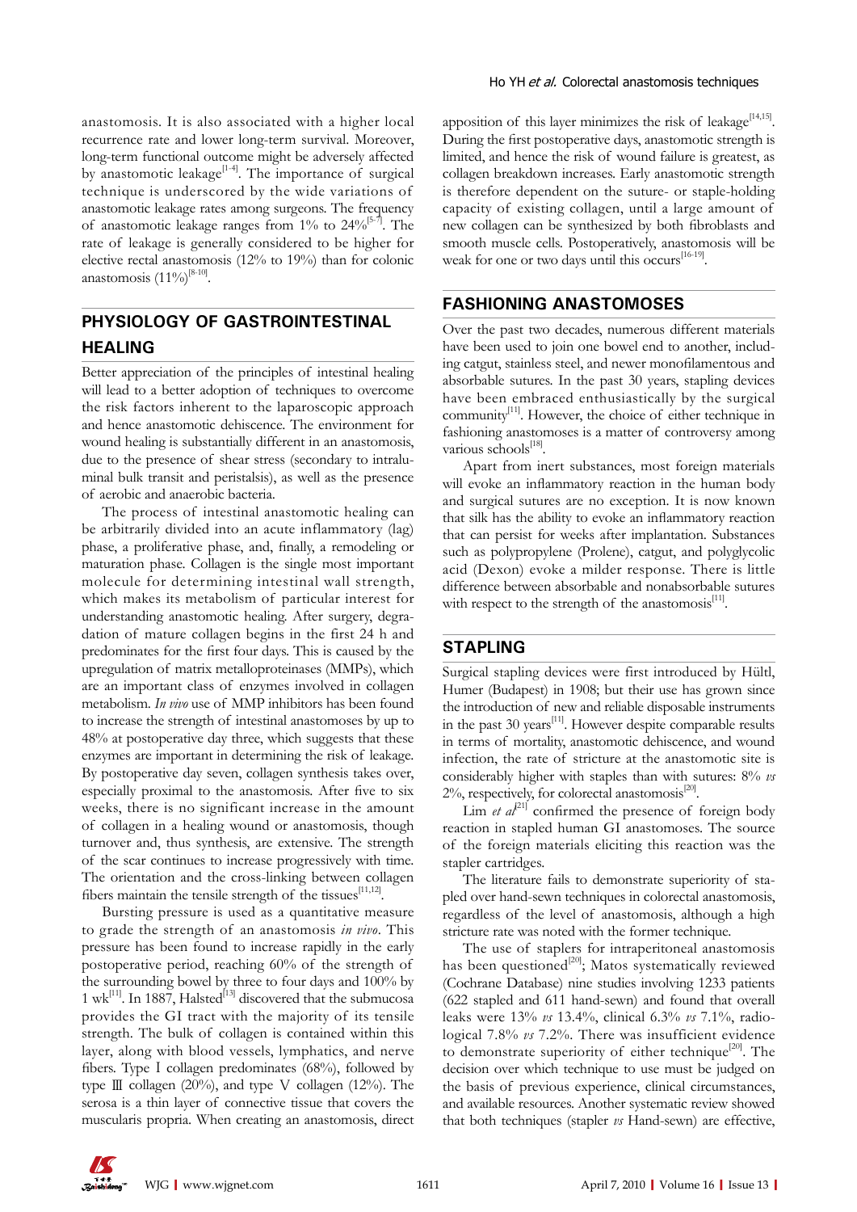anastomosis. It is also associated with a higher local recurrence rate and lower long-term survival. Moreover, long-term functional outcome might be adversely affected by anastomotic leakage[1-4]. The importance of surgical technique is underscored by the wide variations of anastomotic leakage rates among surgeons. The frequency of anastomotic leakage ranges from 1% to 24%[5-7]. The rate of leakage is generally considered to be higher for elective rectal anastomosis (12% to 19%) than for colonic anastomosis (11%)[8-10].

## PHYSIOLOGY OF GASTROINTESTINAL HEALING

Better appreciation of the principles of intestinal healing will lead to a better adoption of techniques to overcome the risk factors inherent to the laparoscopic approach and hence anastomotic dehiscence. The environment for wound healing is substantially different in an anastomosis, due to the presence of shear stress (secondary to intraluminal bulk transit and peristalsis), as well as the presence of aerobic and anaerobic bacteria.

The process of intestinal anastomotic healing can be arbitrarily divided into an acute inflammatory (lag) phase, a proliferative phase, and, finally, a remodeling or maturation phase. Collagen is the single most important molecule for determining intestinal wall strength, which makes its metabolism of particular interest for understanding anastomotic healing. After surgery, degradation of mature collagen begins in the first 24 h and predominates for the first four days. This is caused by the upregulation of matrix metalloproteinases (MMPs), which are an important class of enzymes involved in collagen metabolism. *In vivo* use of MMP inhibitors has been found to increase the strength of intestinal anastomoses by up to 48% at postoperative day three, which suggests that these enzymes are important in determining the risk of leakage. By postoperative day seven, collagen synthesis takes over, especially proximal to the anastomosis. After five to six weeks, there is no significant increase in the amount of collagen in a healing wound or anastomosis, though turnover and, thus synthesis, are extensive. The strength of the scar continues to increase progressively with time. The orientation and the cross-linking between collagen fibers maintain the tensile strength of the tissues[11,12].

Bursting pressure is used as a quantitative measure to grade the strength of an anastomosis *in vivo*. This pressure has been found to increase rapidly in the early postoperative period, reaching 60% of the strength of the surrounding bowel by three to four days and 100% by 1 wk[11]. In 1887, Halsted[13] discovered that the submucosa provides the GI tract with the majority of its tensile strength. The bulk of collagen is contained within this layer, along with blood vessels, lymphatics, and nerve fibers. Type I collagen predominates (68%), followed by type Ⅲ collagen (20%), and type V collagen (12%). The serosa is a thin layer of connective tissue that covers the muscularis propria. When creating an anastomosis, direct apposition of this layer minimizes the risk of leakage[14,15]. During the first postoperative days, anastomotic strength is limited, and hence the risk of wound failure is greatest, as collagen breakdown increases. Early anastomotic strength is therefore dependent on the suture- or staple-holding capacity of existing collagen, until a large amount of new collagen can be synthesized by both fibroblasts and smooth muscle cells. Postoperatively, anastomosis will be weak for one or two days until this occurs[16-19].

## FASHIONING ANASTOMOSES

Over the past two decades, numerous different materials have been used to join one bowel end to another, including catgut, stainless steel, and newer monofilamentous and absorbable sutures. In the past 30 years, stapling devices have been embraced enthusiastically by the surgical community[11]. However, the choice of either technique in fashioning anastomoses is a matter of controversy among various schools[18].

Apart from inert substances, most foreign materials will evoke an inflammatory reaction in the human body and surgical sutures are no exception. It is now known that silk has the ability to evoke an inflammatory reaction that can persist for weeks after implantation. Substances such as polypropylene (Prolene), catgut, and polyglycolic acid (Dexon) evoke a milder response. There is little difference between absorbable and nonabsorbable sutures with respect to the strength of the anastomosis[11].

## STAPLING

Surgical stapling devices were first introduced by Hültl, Humer (Budapest) in 1908; but their use has grown since the introduction of new and reliable disposable instruments in the past 30 years[11]. However despite comparable results in terms of mortality, anastomotic dehiscence, and wound infection, the rate of stricture at the anastomotic site is considerably higher with staples than with sutures: 8% *vs* 2%, respectively, for colorectal anastomosis[20].

Lim *et al*[21] confirmed the presence of foreign body reaction in stapled human GI anastomoses. The source of the foreign materials eliciting this reaction was the stapler cartridges.

The literature fails to demonstrate superiority of stapled over hand-sewn techniques in colorectal anastomosis, regardless of the level of anastomosis, although a high stricture rate was noted with the former technique.

The use of staplers for intraperitoneal anastomosis has been questioned[20]; Matos systematically reviewed (Cochrane Database) nine studies involving 1233 patients (622 stapled and 611 hand-sewn) and found that overall leaks were 13% *vs* 13.4%, clinical 6.3% *vs* 7.1%, radiological 7.8% *vs* 7.2%. There was insufficient evidence to demonstrate superiority of either technique[20]. The decision over which technique to use must be judged on the basis of previous experience, clinical circumstances, and available resources. Another systematic review showed that both techniques (stapler *vs* Hand-sewn) are effective,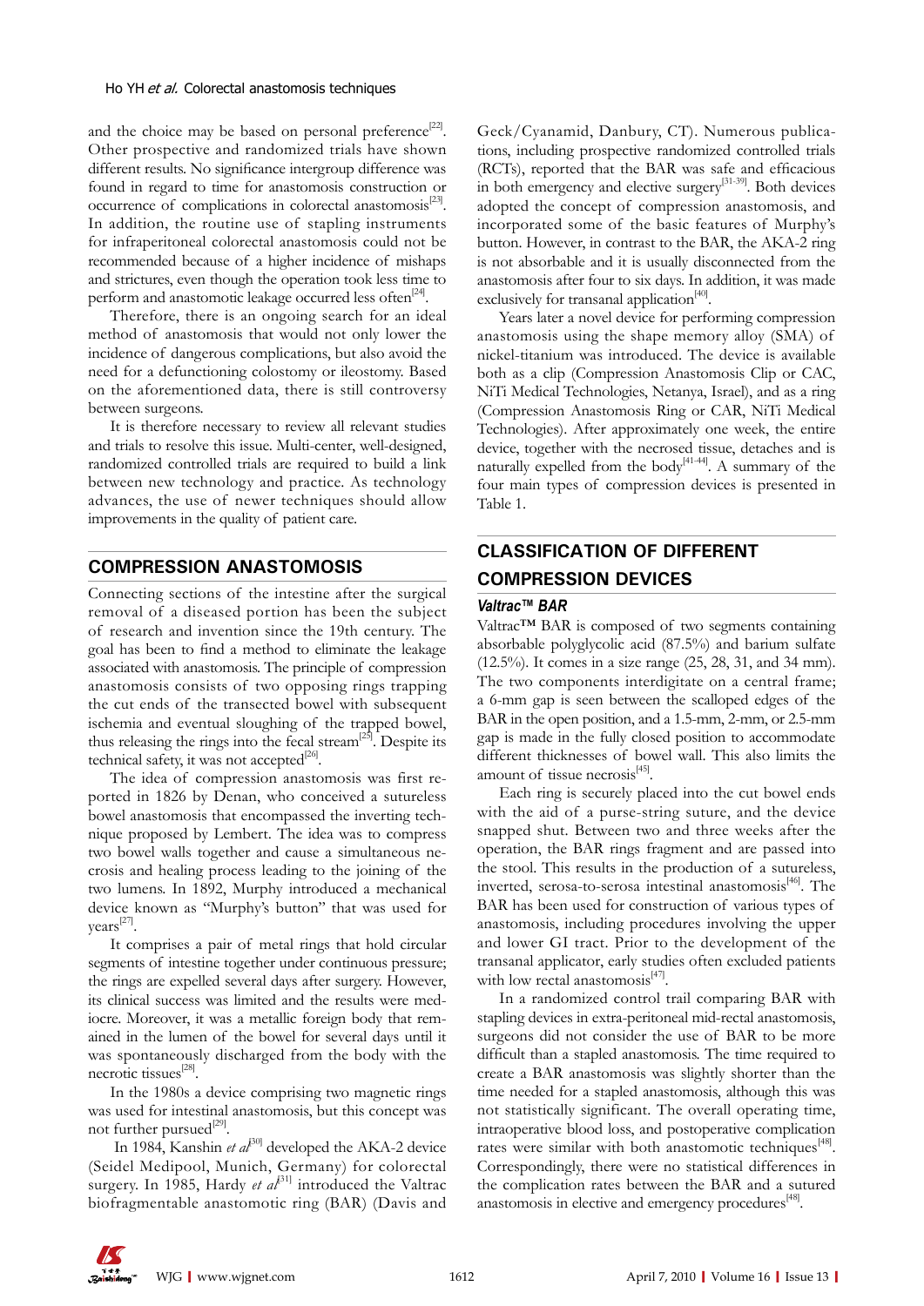and the choice may be based on personal preference[22]. Other prospective and randomized trials have shown different results. No significance intergroup difference was found in regard to time for anastomosis construction or occurrence of complications in colorectal anastomosis[23]. In addition, the routine use of stapling instruments for infraperitoneal colorectal anastomosis could not be recommended because of a higher incidence of mishaps and strictures, even though the operation took less time to perform and anastomotic leakage occurred less often[24].

Therefore, there is an ongoing search for an ideal method of anastomosis that would not only lower the incidence of dangerous complications, but also avoid the need for a defunctioning colostomy or ileostomy. Based on the aforementioned data, there is still controversy between surgeons.

It is therefore necessary to review all relevant studies and trials to resolve this issue. Multi-center, well-designed, randomized controlled trials are required to build a link between new technology and practice. As technology advances, the use of newer techniques should allow improvements in the quality of patient care.

## COMPRESSION ANASTOMOSIS

Connecting sections of the intestine after the surgical removal of a diseased portion has been the subject of research and invention since the 19th century. The goal has been to find a method to eliminate the leakage associated with anastomosis. The principle of compression anastomosis consists of two opposing rings trapping the cut ends of the transected bowel with subsequent ischemia and eventual sloughing of the trapped bowel, thus releasing the rings into the fecal stream[25]. Despite its technical safety, it was not accepted[26].

The idea of compression anastomosis was first reported in 1826 by Denan, who conceived a sutureless bowel anastomosis that encompassed the inverting technique proposed by Lembert. The idea was to compress two bowel walls together and cause a simultaneous necrosis and healing process leading to the joining of the two lumens. In 1892, Murphy introduced a mechanical device known as "Murphy's button" that was used for years[27].

It comprises a pair of metal rings that hold circular segments of intestine together under continuous pressure; the rings are expelled several days after surgery. However, its clinical success was limited and the results were mediocre. Moreover, it was a metallic foreign body that remained in the lumen of the bowel for several days until it was spontaneously discharged from the body with the necrotic tissues[28].

In the 1980s a device comprising two magnetic rings was used for intestinal anastomosis, but this concept was not further pursued[29].

In 1984, Kanshin *et al*[30] developed the AKA-2 device (Seidel Medipool, Munich, Germany) for colorectal surgery. In 1985, Hardy *et al*[31] introduced the Valtrac biofragmentable anastomotic ring (BAR) (Davis and Geck/Cyanamid, Danbury, CT). Numerous publications, including prospective randomized controlled trials (RCTs), reported that the BAR was safe and efficacious in both emergency and elective surgery[31-39]. Both devices adopted the concept of compression anastomosis, and incorporated some of the basic features of Murphy's button. However, in contrast to the BAR, the AKA-2 ring is not absorbable and it is usually disconnected from the anastomosis after four to six days. In addition, it was made exclusively for transanal application[40].

Years later a novel device for performing compression anastomosis using the shape memory alloy (SMA) of nickel-titanium was introduced. The device is available both as a clip (Compression Anastomosis Clip or CAC, NiTi Medical Technologies, Netanya, Israel), and as a ring (Compression Anastomosis Ring or CAR, NiTi Medical Technologies). After approximately one week, the entire device, together with the necrosed tissue, detaches and is naturally expelled from the body[41-44]. A summary of the four main types of compression devices is presented in Table 1.

## CLASSIFICATION OF DIFFERENT COMPRESSION DEVICES

### *Valtrac™ BAR*

Valtrac™ BAR is composed of two segments containing absorbable polyglycolic acid (87.5%) and barium sulfate (12.5%). It comes in a size range (25, 28, 31, and 34 mm). The two components interdigitate on a central frame; a 6-mm gap is seen between the scalloped edges of the BAR in the open position, and a 1.5-mm, 2-mm, or 2.5-mm gap is made in the fully closed position to accommodate different thicknesses of bowel wall. This also limits the amount of tissue necrosis[45].

Each ring is securely placed into the cut bowel ends with the aid of a purse-string suture, and the device snapped shut. Between two and three weeks after the operation, the BAR rings fragment and are passed into the stool. This results in the production of a sutureless, inverted, serosa-to-serosa intestinal anastomosis[46]. The BAR has been used for construction of various types of anastomosis, including procedures involving the upper and lower GI tract. Prior to the development of the transanal applicator, early studies often excluded patients with low rectal anastomosis[47].

In a randomized control trail comparing BAR with stapling devices in extra-peritoneal mid-rectal anastomosis, surgeons did not consider the use of BAR to be more difficult than a stapled anastomosis. The time required to create a BAR anastomosis was slightly shorter than the time needed for a stapled anastomosis, although this was not statistically significant. The overall operating time, intraoperative blood loss, and postoperative complication rates were similar with both anastomotic techniques[48]. Correspondingly, there were no statistical differences in the complication rates between the BAR and a sutured anastomosis in elective and emergency procedures[48].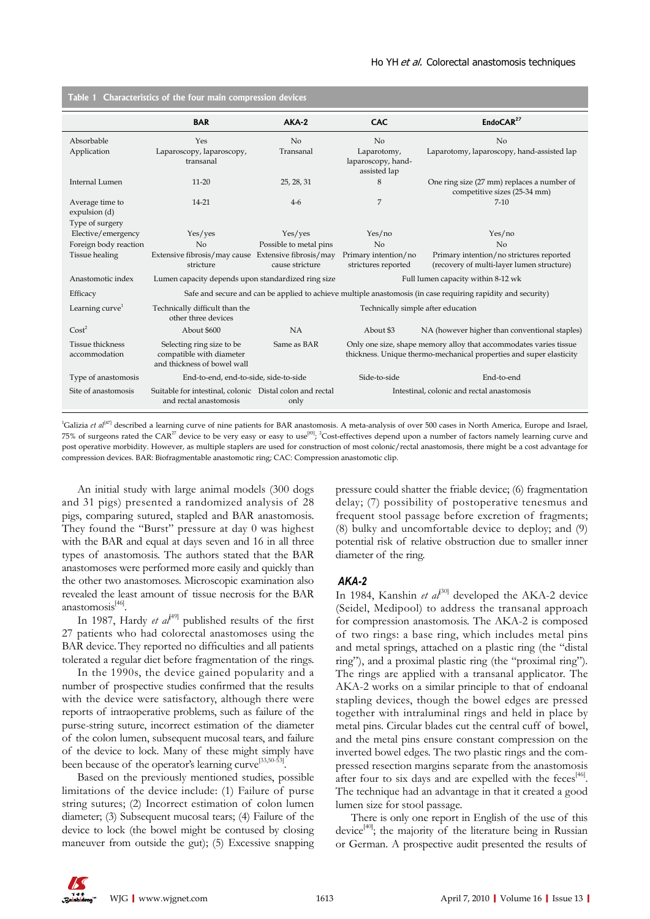Table 1 Characteristics of the four main compression devices

| | BAR | AKA-2 | CAC | EndoCAR[27] |
|---|---|---|---|---|
| Absorbable | Yes | No | No | No |
| Application | Laparoscopy, laparoscopy, transanal | Transanal | Laparotomy, laparoscopy, hand-assisted lap | Laparotomy, laparoscopy, hand-assisted lap |
| Internal Lumen | 11-20 | 25, 28, 31 | 8 | One ring size (27 mm) replaces a number of competitive sizes (25-34 mm) |
| Average time to expulsion (d) | 14-21 | 4-6 | 7 | 7-10 |
| Type of surgery | | | | |
| Elective/emergency | Yes/yes | Yes/yes | Yes/no | Yes/no |
| Foreign body reaction | No | Possible to metal pins | No | No |
| Tissue healing | Extensive fibrosis/may cause stricture | Extensive fibrosis/may cause stricture | Primary intention/no strictures reported | Primary intention/no strictures reported (recovery of multi-layer lumen structure) |
| Anastomotic index | Lumen capacity depends upon standardized ring size | | Full lumen capacity within 8-12 wk | |
| Efficacy | Safe and secure and can be applied to achieve multiple anastomosis (in case requiring rapidity and security) | | | |
| Learning curve[1] | Technically difficult than the other three devices | Technically simple after education | | |
| Cost[2] | About $600 | NA | About $3 | NA (however higher than conventional staples) |
| Tissue thickness accommodation | Selecting ring size to be compatible with diameter and thickness of bowel wall | Same as BAR | Only one size, shape memory alloy that accommodates varies tissue thickness. Unique thermo-mechanical properties and super elasticity | |
| Type of anastomosis | End-to-end, end-to-side, side-to-side | | Side-to-side | End-to-end |
| Site of anastomosis | Suitable for intestinal, colonic and rectal anastomosis | Distal colon and rectal only | Intestinal, colonic and rectal anastomosis | |

[1]Galizia *et al*[47] described a learning curve of nine patients for BAR anastomosis. A meta-analysis of over 500 cases in North America, Europe and Israel, 75% of surgeons rated the CAR[27] device to be very easy or easy to use[83]; [2]Cost-effectives depend upon a number of factors namely learning curve and post operative morbidity. However, as multiple staplers are used for construction of most colonic/rectal anastomosis, there might be a cost advantage for compression devices. BAR: Biofragmentable anastomotic ring; CAC: Compression anastomotic clip.

An initial study with large animal models (300 dogs and 31 pigs) presented a randomized analysis of 28 pigs, comparing sutured, stapled and BAR anastomosis. They found the "Burst" pressure at day 0 was highest with the BAR and equal at days seven and 16 in all three types of anastomosis. The authors stated that the BAR anastomoses were performed more easily and quickly than the other two anastomoses. Microscopic examination also revealed the least amount of tissue necrosis for the BAR anastomosis[46].

In 1987, Hardy *et al*[49] published results of the first 27 patients who had colorectal anastomoses using the BAR device. They reported no difficulties and all patients tolerated a regular diet before fragmentation of the rings.

In the 1990s, the device gained popularity and a number of prospective studies confirmed that the results with the device were satisfactory, although there were reports of intraoperative problems, such as failure of the purse-string suture, incorrect estimation of the diameter of the colon lumen, subsequent mucosal tears, and failure of the device to lock. Many of these might simply have been because of the operator's learning curve[33,50-53].

Based on the previously mentioned studies, possible limitations of the device include: (1) Failure of purse string sutures; (2) Incorrect estimation of colon lumen diameter; (3) Subsequent mucosal tears; (4) Failure of the device to lock (the bowel might be contused by closing maneuver from outside the gut); (5) Excessive snapping pressure could shatter the friable device; (6) fragmentation delay; (7) possibility of postoperative tenesmus and frequent stool passage before excretion of fragments; (8) bulky and uncomfortable device to deploy; and (9) potential risk of relative obstruction due to smaller inner diameter of the ring.

### AKA-2

In 1984, Kanshin *et al*[30] developed the AKA-2 device (Seidel, Medipool) to address the transanal approach for compression anastomosis. The AKA-2 is composed of two rings: a base ring, which includes metal pins and metal springs, attached on a plastic ring (the "distal ring"), and a proximal plastic ring (the "proximal ring"). The rings are applied with a transanal applicator. The AKA-2 works on a similar principle to that of endoanal stapling devices, though the bowel edges are pressed together with intraluminal rings and held in place by metal pins. Circular blades cut the central cuff of bowel, and the metal pins ensure constant compression on the inverted bowel edges. The two plastic rings and the compressed resection margins separate from the anastomosis after four to six days and are expelled with the feces[46]. The technique had an advantage in that it created a good lumen size for stool passage.

There is only one report in English of the use of this device[40]; the majority of the literature being in Russian or German. A prospective audit presented the results of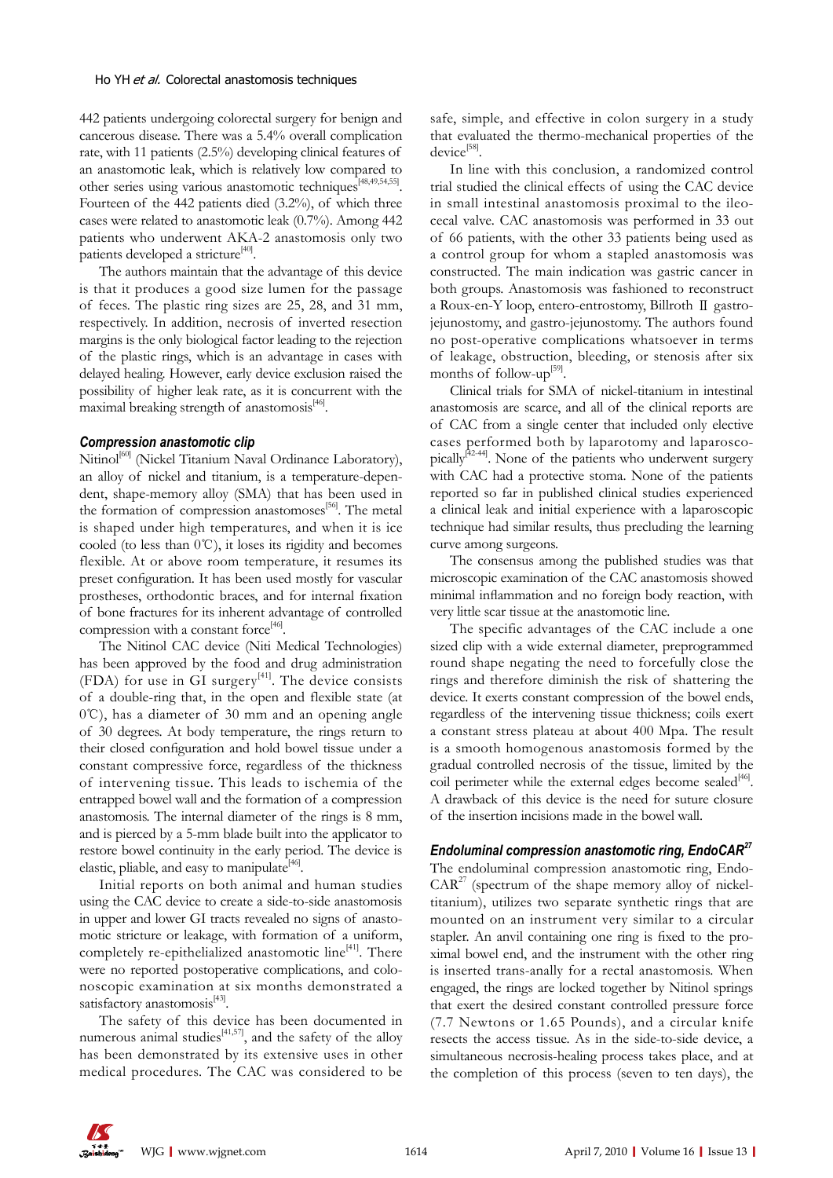442 patients undergoing colorectal surgery for benign and cancerous disease. There was a 5.4% overall complication rate, with 11 patients (2.5%) developing clinical features of an anastomotic leak, which is relatively low compared to other series using various anastomotic techniques[48,49,54,55]. Fourteen of the 442 patients died (3.2%), of which three cases were related to anastomotic leak (0.7%). Among 442 patients who underwent AKA-2 anastomosis only two patients developed a stricture[40].

The authors maintain that the advantage of this device is that it produces a good size lumen for the passage of feces. The plastic ring sizes are 25, 28, and 31 mm, respectively. In addition, necrosis of inverted resection margins is the only biological factor leading to the rejection of the plastic rings, which is an advantage in cases with delayed healing. However, early device exclusion raised the possibility of higher leak rate, as it is concurrent with the maximal breaking strength of anastomosis[46].

### *Compression anastomotic clip*

Nitinol[60] (Nickel Titanium Naval Ordinance Laboratory), an alloy of nickel and titanium, is a temperature-dependent, shape-memory alloy (SMA) that has been used in the formation of compression anastomoses[56]. The metal is shaped under high temperatures, and when it is ice cooled (to less than 0℃), it loses its rigidity and becomes flexible. At or above room temperature, it resumes its preset configuration. It has been used mostly for vascular prostheses, orthodontic braces, and for internal fixation of bone fractures for its inherent advantage of controlled compression with a constant force[46].

The Nitinol CAC device (Niti Medical Technologies) has been approved by the food and drug administration (FDA) for use in GI surgery[41]. The device consists of a double-ring that, in the open and flexible state (at 0℃), has a diameter of 30 mm and an opening angle of 30 degrees. At body temperature, the rings return to their closed configuration and hold bowel tissue under a constant compressive force, regardless of the thickness of intervening tissue. This leads to ischemia of the entrapped bowel wall and the formation of a compression anastomosis. The internal diameter of the rings is 8 mm, and is pierced by a 5-mm blade built into the applicator to restore bowel continuity in the early period. The device is elastic, pliable, and easy to manipulate[46].

Initial reports on both animal and human studies using the CAC device to create a side-to-side anastomosis in upper and lower GI tracts revealed no signs of anastomotic stricture or leakage, with formation of a uniform, completely re-epithelialized anastomotic line[41]. There were no reported postoperative complications, and colonoscopic examination at six months demonstrated a satisfactory anastomosis[43].

The safety of this device has been documented in numerous animal studies[41,57], and the safety of the alloy has been demonstrated by its extensive uses in other medical procedures. The CAC was considered to be safe, simple, and effective in colon surgery in a study that evaluated the thermo-mechanical properties of the device[58].

In line with this conclusion, a randomized control trial studied the clinical effects of using the CAC device in small intestinal anastomosis proximal to the ileocecal valve. CAC anastomosis was performed in 33 out of 66 patients, with the other 33 patients being used as a control group for whom a stapled anastomosis was constructed. The main indication was gastric cancer in both groups. Anastomosis was fashioned to reconstruct a Roux-en-Y loop, entero-entrostomy, Billroth Ⅱ gastrojejunostomy, and gastro-jejunostomy. The authors found no post-operative complications whatsoever in terms of leakage, obstruction, bleeding, or stenosis after six months of follow-up[59].

Clinical trials for SMA of nickel-titanium in intestinal anastomosis are scarce, and all of the clinical reports are of CAC from a single center that included only elective cases performed both by laparotomy and laparoscopically[42-44]. None of the patients who underwent surgery with CAC had a protective stoma. None of the patients reported so far in published clinical studies experienced a clinical leak and initial experience with a laparoscopic technique had similar results, thus precluding the learning curve among surgeons.

The consensus among the published studies was that microscopic examination of the CAC anastomosis showed minimal inflammation and no foreign body reaction, with very little scar tissue at the anastomotic line.

The specific advantages of the CAC include a one sized clip with a wide external diameter, preprogrammed round shape negating the need to forcefully close the rings and therefore diminish the risk of shattering the device. It exerts constant compression of the bowel ends, regardless of the intervening tissue thickness; coils exert a constant stress plateau at about 400 Mpa. The result is a smooth homogenous anastomosis formed by the gradual controlled necrosis of the tissue, limited by the coil perimeter while the external edges become sealed[46]. A drawback of this device is the need for suture closure of the insertion incisions made in the bowel wall.

### *Endoluminal compression anastomotic ring, EndoCAR[27]*

The endoluminal compression anastomotic ring, EndoCAR[27] (spectrum of the shape memory alloy of nickel-titanium), utilizes two separate synthetic rings that are mounted on an instrument very similar to a circular stapler. An anvil containing one ring is fixed to the proximal bowel end, and the instrument with the other ring is inserted trans-anally for a rectal anastomosis. When engaged, the rings are locked together by Nitinol springs that exert the desired constant controlled pressure force (7.7 Newtons or 1.65 Pounds), and a circular knife resects the access tissue. As in the side-to-side device, a simultaneous necrosis-healing process takes place, and at the completion of this process (seven to ten days), the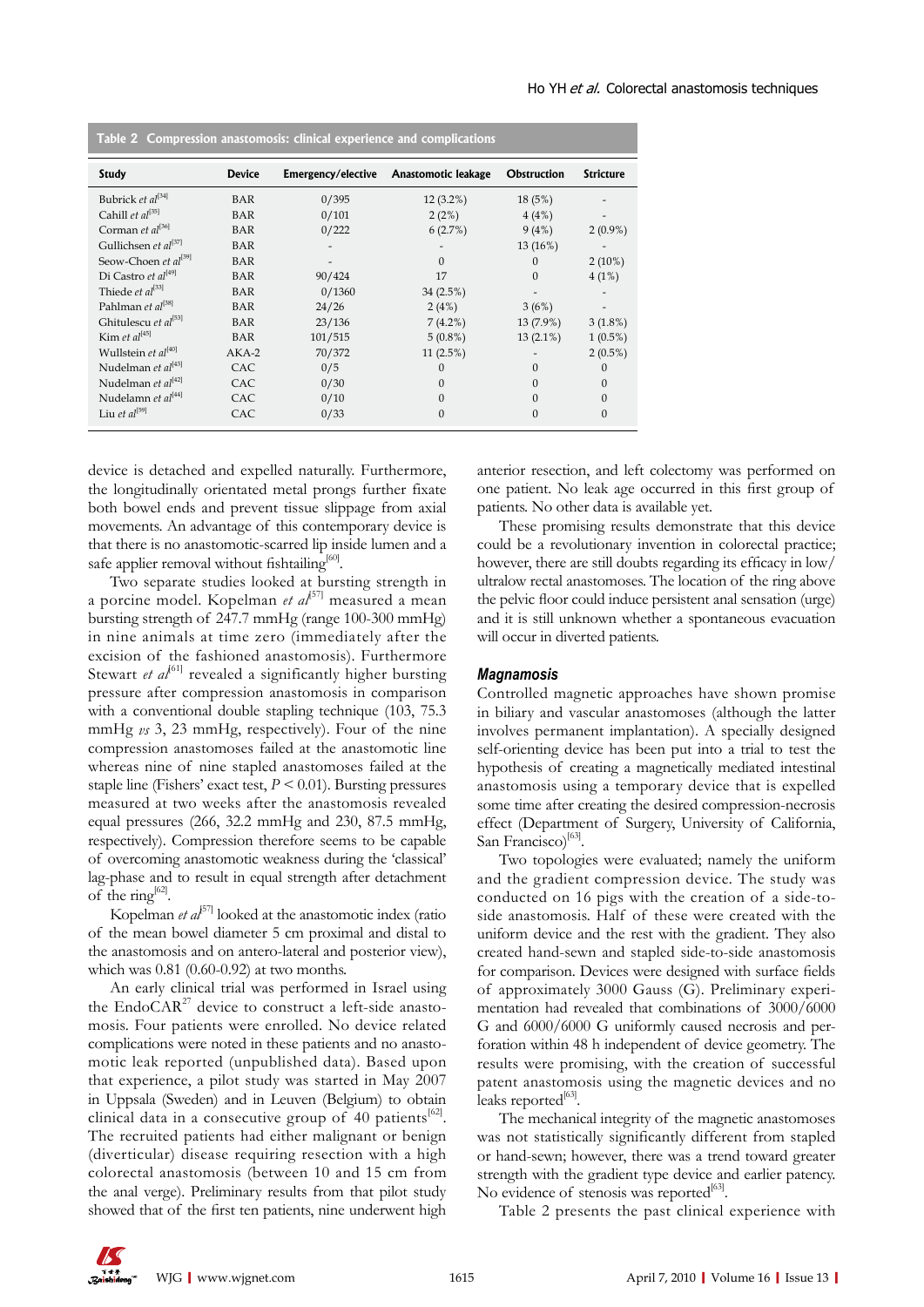**Table 2 Compression anastomosis: clinical experience and complications**

| Study | Device | Emergency/elective | Anastomotic leakage | Obstruction | Stricture |
|---|---|---|---|---|---|
| Bubrick *et al*[34] | BAR | 0/395 | 12 (3.2%) | 18 (5%) | - |
| Cahill *et al*[35] | BAR | 0/101 | 2 (2%) | 4 (4%) | - |
| Corman *et al*[36] | BAR | 0/222 | 6 (2.7%) | 9 (4%) | 2 (0.9%) |
| Gullichsen *et al*[37] | BAR | - | - | 13 (16%) | - |
| Seow-Choen *et al*[39] | BAR | - | 0 | 0 | 2 (10%) |
| Di Castro *et al*[49] | BAR | 90/424 | 17 | 0 | 4 (1%) |
| Thiede *et al*[33] | BAR | 0/1360 | 34 (2.5%) | - | - |
| Pahlman *et al*[38] | BAR | 24/26 | 2 (4%) | 3 (6%) | - |
| Ghitulescu *et al*[53] | BAR | 23/136 | 7 (4.2%) | 13 (7.9%) | 3 (1.8%) |
| Kim *et al*[45] | BAR | 101/515 | 5 (0.8%) | 13 (2.1%) | 1 (0.5%) |
| Wullstein *et al*[40] | AKA-2 | 70/372 | 11 (2.5%) | - | 2 (0.5%) |
| Nudelman *et al*[43] | CAC | 0/5 | 0 | 0 | 0 |
| Nudelman *et al*[42] | CAC | 0/30 | 0 | 0 | 0 |
| Nudelamn *et al*[44] | CAC | 0/10 | 0 | 0 | 0 |
| Liu *et al*[59] | CAC | 0/33 | 0 | 0 | 0 |

device is detached and expelled naturally. Furthermore, the longitudinally orientated metal prongs further fixate both bowel ends and prevent tissue slippage from axial movements. An advantage of this contemporary device is that there is no anastomotic-scarred lip inside lumen and a safe applier removal without fishtailing[60].

Two separate studies looked at bursting strength in a porcine model. Kopelman *et al*[57] measured a mean bursting strength of 247.7 mmHg (range 100-300 mmHg) in nine animals at time zero (immediately after the excision of the fashioned anastomosis). Furthermore Stewart *et al*[61] revealed a significantly higher bursting pressure after compression anastomosis in comparison with a conventional double stapling technique (103, 75.3 mmHg *vs* 3, 23 mmHg, respectively). Four of the nine compression anastomoses failed at the anastomotic line whereas nine of nine stapled anastomoses failed at the staple line (Fishers' exact test, $P < 0.01$). Bursting pressures measured at two weeks after the anastomosis revealed equal pressures (266, 32.2 mmHg and 230, 87.5 mmHg, respectively). Compression therefore seems to be capable of overcoming anastomotic weakness during the 'classical' lag-phase and to result in equal strength after detachment of the ring[62].

Kopelman *et al*[57] looked at the anastomotic index (ratio of the mean bowel diameter 5 cm proximal and distal to the anastomosis and on antero-lateral and posterior view), which was 0.81 (0.60-0.92) at two months.

An early clinical trial was performed in Israel using the EndoCAR27 device to construct a left-side anastomosis. Four patients were enrolled. No device related complications were noted in these patients and no anastomotic leak reported (unpublished data). Based upon that experience, a pilot study was started in May 2007 in Uppsala (Sweden) and in Leuven (Belgium) to obtain clinical data in a consecutive group of 40 patients[62]. The recruited patients had either malignant or benign (diverticular) disease requiring resection with a high colorectal anastomosis (between 10 and 15 cm from the anal verge). Preliminary results from that pilot study showed that of the first ten patients, nine underwent high anterior resection, and left colectomy was performed on one patient. No leak age occurred in this first group of patients. No other data is available yet.

These promising results demonstrate that this device could be a revolutionary invention in colorectal practice; however, there are still doubts regarding its efficacy in low/ultralow rectal anastomoses. The location of the ring above the pelvic floor could induce persistent anal sensation (urge) and it is still unknown whether a spontaneous evacuation will occur in diverted patients.

### *Magnamosis*

Controlled magnetic approaches have shown promise in biliary and vascular anastomoses (although the latter involves permanent implantation). A specially designed self-orienting device has been put into a trial to test the hypothesis of creating a magnetically mediated intestinal anastomosis using a temporary device that is expelled some time after creating the desired compression-necrosis effect (Department of Surgery, University of California, San Francisco)[63].

Two topologies were evaluated; namely the uniform and the gradient compression device. The study was conducted on 16 pigs with the creation of a side-to-side anastomosis. Half of these were created with the uniform device and the rest with the gradient. They also created hand-sewn and stapled side-to-side anastomosis for comparison. Devices were designed with surface fields of approximately 3000 Gauss (G). Preliminary experimentation had revealed that combinations of 3000/6000 G and 6000/6000 G uniformly caused necrosis and perforation within 48 h independent of device geometry. The results were promising, with the creation of successful patent anastomosis using the magnetic devices and no leaks reported[63].

The mechanical integrity of the magnetic anastomoses was not statistically significantly different from stapled or hand-sewn; however, there was a trend toward greater strength with the gradient type device and earlier patency. No evidence of stenosis was reported[63].

Table 2 presents the past clinical experience with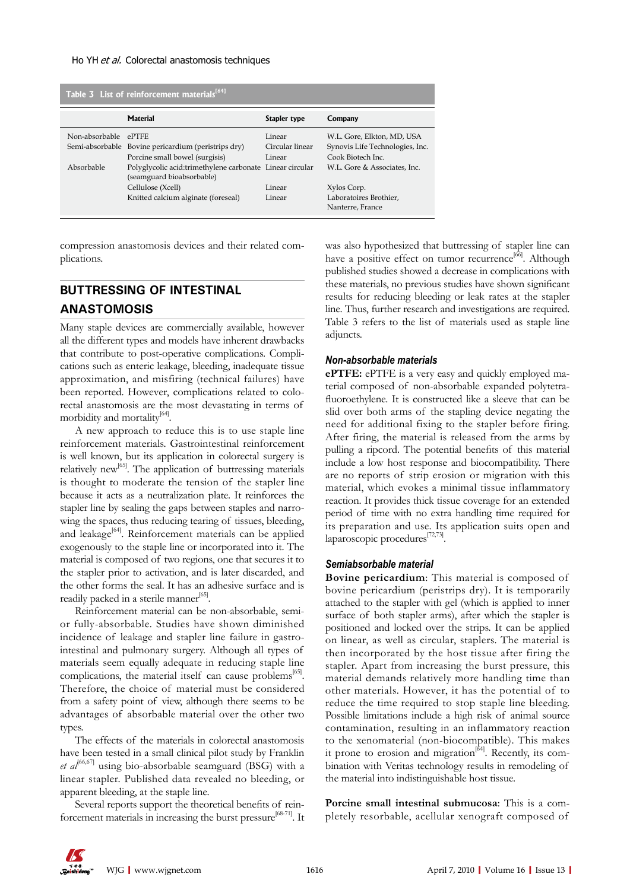Table 3 List of reinforcement materials[64]

| | Material | Stapler type | Company |
|---|---|---|---|
| Non-absorbable | ePTFE | Linear | W.L. Gore, Elkton, MD, USA |
| Semi-absorbable | Bovine pericardium (peristrips dry) | Circular linear | Synovis Life Technologies, Inc. |
| | Porcine small bowel (surgisis) | Linear | Cook Biotech Inc. |
| Absorbable | Polyglycolic acid:trimethylene carbonate (seamguard bioabsorbable) | Linear circular | W.L. Gore & Associates, Inc. |
| | Cellulose (Xcell) | Linear | Xylos Corp. |
| | Knitted calcium alginate (foreseal) | Linear | Laboratoires Brothier, Nanterre, France |

compression anastomosis devices and their related complications.

## BUTTRESSING OF INTESTINAL ANASTOMOSIS

Many staple devices are commercially available, however all the different types and models have inherent drawbacks that contribute to post-operative complications. Complications such as enteric leakage, bleeding, inadequate tissue approximation, and misfiring (technical failures) have been reported. However, complications related to colorectal anastomosis are the most devastating in terms of morbidity and mortality[64].

A new approach to reduce this is to use staple line reinforcement materials. Gastrointestinal reinforcement is well known, but its application in colorectal surgery is relatively new[65]. The application of buttressing materials is thought to moderate the tension of the stapler line because it acts as a neutralization plate. It reinforces the stapler line by sealing the gaps between staples and narrowing the spaces, thus reducing tearing of tissues, bleeding, and leakage[64]. Reinforcement materials can be applied exogenously to the staple line or incorporated into it. The material is composed of two regions, one that secures it to the stapler prior to activation, and is later discarded, and the other forms the seal. It has an adhesive surface and is readily packed in a sterile manner[65].

Reinforcement material can be non-absorbable, semi- or fully-absorbable. Studies have shown diminished incidence of leakage and stapler line failure in gastrointestinal and pulmonary surgery. Although all types of materials seem equally adequate in reducing staple line complications, the material itself can cause problems[65]. Therefore, the choice of material must be considered from a safety point of view, although there seems to be advantages of absorbable material over the other two types.

The effects of the materials in colorectal anastomosis have been tested in a small clinical pilot study by Franklin *et al*[66,67] using bio-absorbable seamguard (BSG) with a linear stapler. Published data revealed no bleeding, or apparent bleeding, at the staple line.

Several reports support the theoretical benefits of reinforcement materials in increasing the burst pressure[68-71]. It was also hypothesized that buttressing of stapler line can have a positive effect on tumor recurrence[66]. Although published studies showed a decrease in complications with these materials, no previous studies have shown significant results for reducing bleeding or leak rates at the stapler line. Thus, further research and investigations are required. Table 3 refers to the list of materials used as staple line adjuncts.

### Non-absorbable materials

**ePTFE:** ePTFE is a very easy and quickly employed material composed of non-absorbable expanded polytetrafluoroethylene. It is constructed like a sleeve that can be slid over both arms of the stapling device negating the need for additional fixing to the stapler before firing. After firing, the material is released from the arms by pulling a ripcord. The potential benefits of this material include a low host response and biocompatibility. There are no reports of strip erosion or migration with this material, which evokes a minimal tissue inflammatory reaction. It provides thick tissue coverage for an extended period of time with no extra handling time required for its preparation and use. Its application suits open and laparoscopic procedures[72,73].

### Semiabsorbable material

**Bovine pericardium**: This material is composed of bovine pericardium (peristrips dry). It is temporarily attached to the stapler with gel (which is applied to inner surface of both stapler arms), after which the stapler is positioned and locked over the strips. It can be applied on linear, as well as circular, staplers. The material is then incorporated by the host tissue after firing the stapler. Apart from increasing the burst pressure, this material demands relatively more handling time than other materials. However, it has the potential of to reduce the time required to stop staple line bleeding. Possible limitations include a high risk of animal source contamination, resulting in an inflammatory reaction to the xenomaterial (non-biocompatible). This makes it prone to erosion and migration[64]. Recently, its combination with Veritas technology results in remodeling of the material into indistinguishable host tissue.

**Porcine small intestinal submucosa**: This is a completely resorbable, acellular xenograft composed of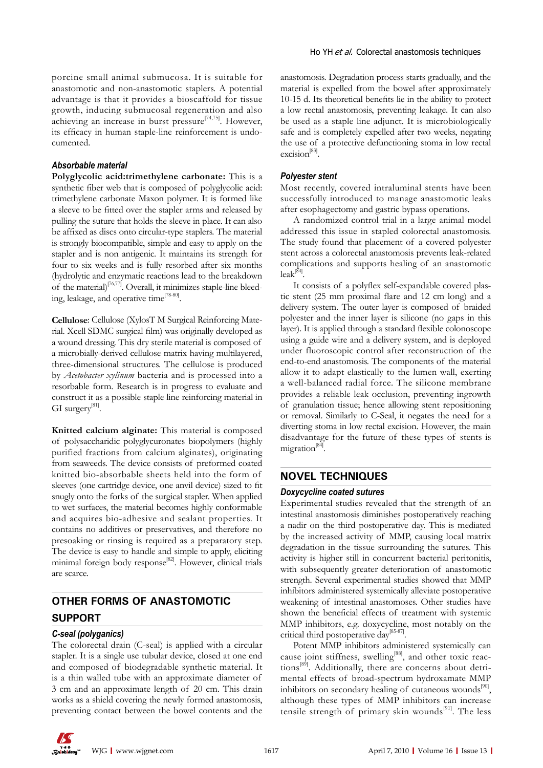porcine small animal submucosa. It is suitable for anastomotic and non-anastomotic staplers. A potential advantage is that it provides a bioscaffold for tissue growth, inducing submucosal regeneration and also achieving an increase in burst pressure[74,75]. However, its efficacy in human staple-line reinforcement is undocumented.

### Absorbable material

**Polyglycolic acid:trimethylene carbonate:** This is a synthetic fiber web that is composed of polyglycolic acid: trimethylene carbonate Maxon polymer. It is formed like a sleeve to be fitted over the stapler arms and released by pulling the suture that holds the sleeve in place. It can also be affixed as discs onto circular-type staplers. The material is strongly biocompatible, simple and easy to apply on the stapler and is non antigenic. It maintains its strength for four to six weeks and is fully resorbed after six months (hydrolytic and enzymatic reactions lead to the breakdown of the material)[76,77]. Overall, it minimizes staple-line bleeding, leakage, and operative time[78-80].

**Cellulose**: Cellulose (XylosT M Surgical Reinforcing Material. Xcell SDMC surgical film) was originally developed as a wound dressing. This dry sterile material is composed of a microbially-derived cellulose matrix having multilayered, three-dimensional structures. The cellulose is produced by *Acetobacter xylinum* bacteria and is processed into a resorbable form. Research is in progress to evaluate and construct it as a possible staple line reinforcing material in GI surgery[81].

**Knitted calcium alginate:** This material is composed of polysaccharidic polyglycuronates biopolymers (highly purified fractions from calcium alginates), originating from seaweeds. The device consists of preformed coated knitted bio-absorbable sheets held into the form of sleeves (one cartridge device, one anvil device) sized to fit snugly onto the forks of the surgical stapler. When applied to wet surfaces, the material becomes highly conformable and acquires bio-adhesive and sealant properties. It contains no additives or preservatives, and therefore no presoaking or rinsing is required as a preparatory step. The device is easy to handle and simple to apply, eliciting minimal foreign body response[82]. However, clinical trials are scarce.

## OTHER FORMS OF ANASTOMOTIC SUPPORT

### C-seal (polyganics)

The colorectal drain (C-seal) is applied with a circular stapler. It is a single use tubular device, closed at one end and composed of biodegradable synthetic material. It is a thin walled tube with an approximate diameter of 3 cm and an approximate length of 20 cm. This drain works as a shield covering the newly formed anastomosis, preventing contact between the bowel contents and the anastomosis. Degradation process starts gradually, and the material is expelled from the bowel after approximately 10-15 d. Its theoretical benefits lie in the ability to protect a low rectal anastomosis, preventing leakage. It can also be used as a staple line adjunct. It is microbiologically safe and is completely expelled after two weeks, negating the use of a protective defunctioning stoma in low rectal excision[83].

### Polyester stent

Most recently, covered intraluminal stents have been successfully introduced to manage anastomotic leaks after esophagectomy and gastric bypass operations.

A randomized control trial in a large animal model addressed this issue in stapled colorectal anastomosis. The study found that placement of a covered polyester stent across a colorectal anastomosis prevents leak-related complications and supports healing of an anastomotic leak[84].

It consists of a polyflex self-expandable covered plastic stent (25 mm proximal flare and 12 cm long) and a delivery system. The outer layer is composed of braided polyester and the inner layer is silicone (no gaps in this layer). It is applied through a standard flexible colonoscope using a guide wire and a delivery system, and is deployed under fluoroscopic control after reconstruction of the end-to-end anastomosis. The components of the material allow it to adapt elastically to the lumen wall, exerting a well-balanced radial force. The silicone membrane provides a reliable leak occlusion, preventing ingrowth of granulation tissue; hence allowing stent repositioning or removal. Similarly to C-Seal, it negates the need for a diverting stoma in low rectal excision. However, the main disadvantage for the future of these types of stents is migration[84].

## NOVEL TECHNIQUES

### Doxycycline coated sutures

Experimental studies revealed that the strength of an intestinal anastomosis diminishes postoperatively reaching a nadir on the third postoperative day. This is mediated by the increased activity of MMP, causing local matrix degradation in the tissue surrounding the sutures. This activity is higher still in concurrent bacterial peritonitis, with subsequently greater deterioration of anastomotic strength. Several experimental studies showed that MMP inhibitors administered systemically alleviate postoperative weakening of intestinal anastomoses. Other studies have shown the beneficial effects of treatment with systemic MMP inhibitors, e.g. doxycycline, most notably on the critical third postoperative day[85-87].

Potent MMP inhibitors administered systemically can cause joint stiffness, swelling[88], and other toxic reactions[89]. Additionally, there are concerns about detrimental effects of broad-spectrum hydroxamate MMP inhibitors on secondary healing of cutaneous wounds[90], although these types of MMP inhibitors can increase tensile strength of primary skin wounds[91]. The less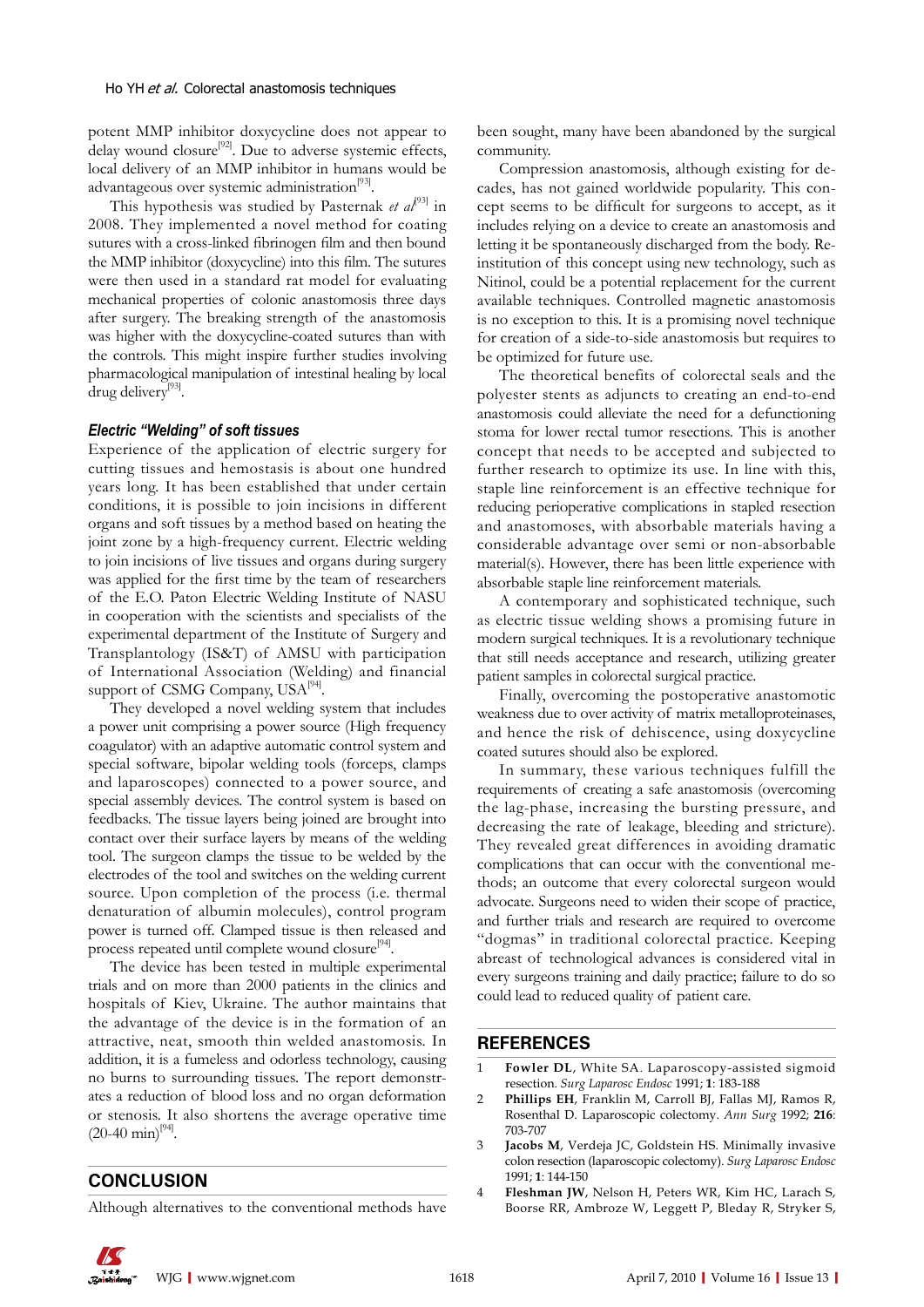potent MMP inhibitor doxycycline does not appear to delay wound closure[92]. Due to adverse systemic effects, local delivery of an MMP inhibitor in humans would be advantageous over systemic administration[93].

This hypothesis was studied by Pasternak *et al*[93] in 2008. They implemented a novel method for coating sutures with a cross-linked fibrinogen film and then bound the MMP inhibitor (doxycycline) into this film. The sutures were then used in a standard rat model for evaluating mechanical properties of colonic anastomosis three days after surgery. The breaking strength of the anastomosis was higher with the doxycycline-coated sutures than with the controls. This might inspire further studies involving pharmacological manipulation of intestinal healing by local drug delivery[93].

### *Electric "Welding" of soft tissues*

Experience of the application of electric surgery for cutting tissues and hemostasis is about one hundred years long. It has been established that under certain conditions, it is possible to join incisions in different organs and soft tissues by a method based on heating the joint zone by a high-frequency current. Electric welding to join incisions of live tissues and organs during surgery was applied for the first time by the team of researchers of the E.O. Paton Electric Welding Institute of NASU in cooperation with the scientists and specialists of the experimental department of the Institute of Surgery and Transplantology (IS&T) of AMSU with participation of International Association (Welding) and financial support of CSMG Company, USA[94].

They developed a novel welding system that includes a power unit comprising a power source (High frequency coagulator) with an adaptive automatic control system and special software, bipolar welding tools (forceps, clamps and laparoscopes) connected to a power source, and special assembly devices. The control system is based on feedbacks. The tissue layers being joined are brought into contact over their surface layers by means of the welding tool. The surgeon clamps the tissue to be welded by the electrodes of the tool and switches on the welding current source. Upon completion of the process (i.e. thermal denaturation of albumin molecules), control program power is turned off. Clamped tissue is then released and process repeated until complete wound closure[94].

The device has been tested in multiple experimental trials and on more than 2000 patients in the clinics and hospitals of Kiev, Ukraine. The author maintains that the advantage of the device is in the formation of an attractive, neat, smooth thin welded anastomosis. In addition, it is a fumeless and odorless technology, causing no burns to surrounding tissues. The report demonstrates a reduction of blood loss and no organ deformation or stenosis. It also shortens the average operative time (20-40 min)[94].

## CONCLUSION

Although alternatives to the conventional methods have been sought, many have been abandoned by the surgical community.

Compression anastomosis, although existing for decades, has not gained worldwide popularity. This concept seems to be difficult for surgeons to accept, as it includes relying on a device to create an anastomosis and letting it be spontaneously discharged from the body. Reinstitution of this concept using new technology, such as Nitinol, could be a potential replacement for the current available techniques. Controlled magnetic anastomosis is no exception to this. It is a promising novel technique for creation of a side-to-side anastomosis but requires to be optimized for future use.

The theoretical benefits of colorectal seals and the polyester stents as adjuncts to creating an end-to-end anastomosis could alleviate the need for a defunctioning stoma for lower rectal tumor resections. This is another concept that needs to be accepted and subjected to further research to optimize its use. In line with this, staple line reinforcement is an effective technique for reducing perioperative complications in stapled resection and anastomoses, with absorbable materials having a considerable advantage over semi or non-absorbable material(s). However, there has been little experience with absorbable staple line reinforcement materials.

A contemporary and sophisticated technique, such as electric tissue welding shows a promising future in modern surgical techniques. It is a revolutionary technique that still needs acceptance and research, utilizing greater patient samples in colorectal surgical practice.

Finally, overcoming the postoperative anastomotic weakness due to over activity of matrix metalloproteinases, and hence the risk of dehiscence, using doxycycline coated sutures should also be explored.

In summary, these various techniques fulfill the requirements of creating a safe anastomosis (overcoming the lag-phase, increasing the bursting pressure, and decreasing the rate of leakage, bleeding and stricture). They revealed great differences in avoiding dramatic complications that can occur with the conventional methods; an outcome that every colorectal surgeon would advocate. Surgeons need to widen their scope of practice, and further trials and research are required to overcome "dogmas" in traditional colorectal practice. Keeping abreast of technological advances is considered vital in every surgeons training and daily practice; failure to do so could lead to reduced quality of patient care.

## REFERENCES

1. **Fowler DL**, White SA. Laparoscopy-assisted sigmoid resection. *Surg Laparosc Endosc* 1991; **1**: 183-188
2. **Phillips EH**, Franklin M, Carroll BJ, Fallas MJ, Ramos R, Rosenthal D. Laparoscopic colectomy. *Ann Surg* 1992; **216**: 703-707
3. **Jacobs M**, Verdeja JC, Goldstein HS. Minimally invasive colon resection (laparoscopic colectomy). *Surg Laparosc Endosc* 1991; **1**: 144-150
4. **Fleshman JW**, Nelson H, Peters WR, Kim HC, Larach S, Boorse RR, Ambroze W, Leggett P, Bleday R, Stryker S,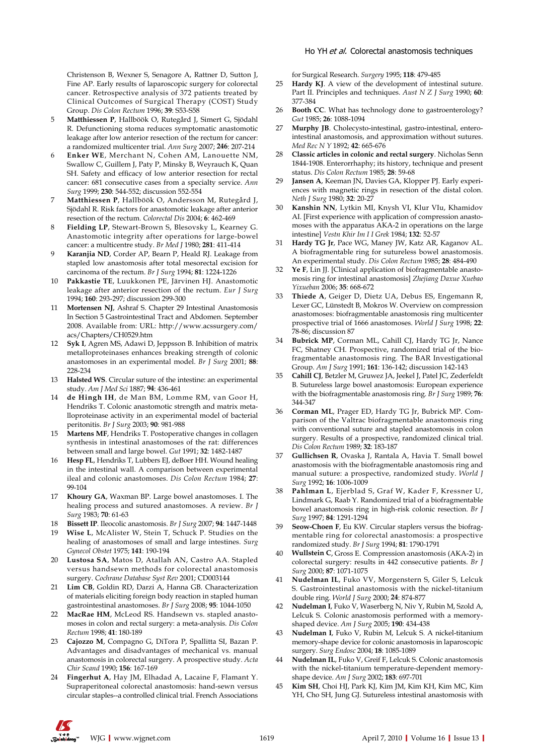Christenson B, Wexner S, Senagore A, Rattner D, Sutton J, Fine AP. Early results of laparoscopic surgery for colorectal cancer. Retrospective analysis of 372 patients treated by Clinical Outcomes of Surgical Therapy (COST) Study Group. *Dis Colon Rectum* 1996; **39**: S53-S58

5 **Matthiessen P**, Hallböök O, Rutegård J, Simert G, Sjödahl R. Defunctioning stoma reduces symptomatic anastomotic leakage after low anterior resection of the rectum for cancer: a randomized multicenter trial. *Ann Surg* 2007; **246**: 207-214

6 **Enker WE**, Merchant N, Cohen AM, Lanouette NM, Swallow C, Guillem J, Paty P, Minsky B, Weyrauch K, Quan SH. Safety and efficacy of low anterior resection for rectal cancer: 681 consecutive cases from a specialty service. *Ann Surg* 1999; **230**: 544-552; discussion 552-554

7 **Matthiessen P**, Hallböök O, Andersson M, Rutegård J, Sjödahl R. Risk factors for anastomotic leakage after anterior resection of the rectum. *Colorectal Dis* 2004; **6**: 462-469

8 **Fielding LP**, Stewart-Brown S, Blesovsky L, Kearney G. Anastomotic integrity after operations for large-bowel cancer: a multicentre study. *Br Med J* 1980; **281**: 411-414

9 **Karanjia ND**, Corder AP, Bearn P, Heald RJ. Leakage from stapled low anastomosis after total mesorectal excision for carcinoma of the rectum. *Br J Surg* 1994; **81**: 1224-1226

10 **Pakkastie TE**, Luukkonen PE, Järvinen HJ. Anastomotic leakage after anterior resection of the rectum. *Eur J Surg* 1994; **160**: 293-297; discussion 299-300

11 **Mortensen NJ**, Ashraf S. Chapter 29 Intestinal Anastomosis In Section 5 Gastrointestinal Tract and Abdomen. September 2008. Available from: URL: http://www.acssurgery.com/acs/Chapters/CH0529.htm

12 **Syk I**, Agren MS, Adawi D, Jeppsson B. Inhibition of matrix metalloproteinases enhances breaking strength of colonic anastomoses in an experimental model. *Br J Surg* 2001; **88**: 228-234

13 **Halsted WS**. Circular suture of the intestine: an experimental study. *Am J Med Sci* 1887; **94**: 436-461

14 **de Hingh IH**, de Man BM, Lomme RM, van Goor H, Hendriks T. Colonic anastomotic strength and matrix metalloproteinase activity in an experimental model of bacterial peritonitis. *Br J Surg* 2003; **90**: 981-988

15 **Martens MF**, Hendriks T. Postoperative changes in collagen synthesis in intestinal anastomoses of the rat: differences between small and large bowel. *Gut* 1991; **32**: 1482-1487

16 **Hesp FL**, Hendriks T, Lubbers EJ, deBoer HH. Wound healing in the intestinal wall. A comparison between experimental ileal and colonic anastomoses. *Dis Colon Rectum* 1984; **27**: 99-104

17 **Khoury GA**, Waxman BP. Large bowel anastomoses. I. The healing process and sutured anastomoses. A review. *Br J Surg* 1983; **70**: 61-63

18 **Bissett IP**. Ileocolic anastomosis. *Br J Surg* 2007; **94**: 1447-1448

19 **Wise L**, McAlister W, Stein T, Schuck P. Studies on the healing of anastomoses of small and large intestines. *Surg Gynecol Obstet* 1975; **141**: 190-194

20 **Lustosa SA**, Matos D, Atallah AN, Castro AA. Stapled versus handsewn methods for colorectal anastomosis surgery. *Cochrane Database Syst Rev* 2001; CD003144

21 **Lim CB**, Goldin RD, Darzi A, Hanna GB. Characterization of materials eliciting foreign body reaction in stapled human gastrointestinal anastomoses. *Br J Surg* 2008; **95**: 1044-1050

22 **MacRae HM**, McLeod RS. Handsewn vs. stapled anastomoses in colon and rectal surgery: a meta-analysis. *Dis Colon Rectum* 1998; **41**: 180-189

23 **Cajozzo M**, Compagno G, DiTora P, Spallitta SI, Bazan P. Advantages and disadvantages of mechanical vs. manual anastomosis in colorectal surgery. A prospective study. *Acta Chir Scand* 1990; **156**: 167-169

24 **Fingerhut A**, Hay JM, Elhadad A, Lacaine F, Flamant Y. Supraperitoneal colorectal anastomosis: hand-sewn versus circular staples--a controlled clinical trial. French Associations for Surgical Research. *Surgery* 1995; **118**: 479-485

25 **Hardy KJ**. A view of the development of intestinal suture. Part II. Principles and techniques. *Aust N Z J Surg* 1990; **60**: 377-384

26 **Booth CC**. What has technology done to gastroenterology? *Gut* 1985; **26**: 1088-1094

27 **Murphy JB**. Cholecysto-intestinal, gastro-intestinal, entero-intestinal anastomosis, and approximation without sutures. *Med Rec N Y* 1892; **42**: 665-676

28 **Classic articles in colonic and rectal surgery**. Nicholas Senn 1844-1908. Enterorrhaphy; its history, technique and present status. *Dis Colon Rectum* 1985; **28**: 59-68

29 **Jansen A**, Keeman JN, Davies GA, Klopper PJ. Early experiences with magnetic rings in resection of the distal colon. *Neth J Surg* 1980; **32**: 20-27

30 **Kanshin NN**, Lytkin MI, Knysh VI, Klur VIu, Khamidov AI. [First experience with application of compression anastomoses with the apparatus AKA-2 in operations on the large intestine] *Vestn Khir Im I I Grek* 1984; **132**: 52-57

31 **Hardy TG Jr**, Pace WG, Maney JW, Katz AR, Kaganov AL. A biofragmentable ring for sutureless bowel anastomosis. An experimental study. *Dis Colon Rectum* 1985; **28**: 484-490

32 **Ye F**, Lin JJ. [Clinical application of biofragmentable anastomosis ring for intestinal anastomosis] *Zhejiang Daxue Xuebao Yixueban* 2006; **35**: 668-672

33 **Thiede A**, Geiger D, Dietz UA, Debus ES, Engemann R, Lexer GC, Lünstedt B, Mokros W. Overview on compression anastomoses: biofragmentable anastomosis ring multicenter prospective trial of 1666 anastomoses. *World J Surg* 1998; **22**: 78-86; discussion 87

34 **Bubrick MP**, Corman ML, Cahill CJ, Hardy TG Jr, Nance FC, Shatney CH. Prospective, randomized trial of the biofragmentable anastomosis ring. The BAR Investigational Group. *Am J Surg* 1991; **161**: 136-142; discussion 142-143

35 **Cahill CJ**, Betzler M, Gruwez JA, Jeekel J, Patel JC, Zederfeldt B. Sutureless large bowel anastomosis: European experience with the biofragmentable anastomosis ring. *Br J Surg* 1989; **76**: 344-347

36 **Corman ML**, Prager ED, Hardy TG Jr, Bubrick MP. Comparison of the Valtrac biofragmentable anastomosis ring with conventional suture and stapled anastomosis in colon surgery. Results of a prospective, randomized clinical trial. *Dis Colon Rectum* 1989; **32**: 183-187

37 **Gullichsen R**, Ovaska J, Rantala A, Havia T. Small bowel anastomosis with the biofragmentable anastomosis ring and manual suture: a prospective, randomized study. *World J Surg* 1992; **16**: 1006-1009

38 **Pahlman L**, Ejerblad S, Graf W, Kader F, Kressner U, Lindmark G, Raab Y. Randomized trial of a biofragmentable bowel anastomosis ring in high-risk colonic resection. *Br J Surg* 1997; **84**: 1291-1294

39 **Seow-Choen F**, Eu KW. Circular staplers versus the biofragmentable ring for colorectal anastomosis: a prospective randomized study. *Br J Surg* 1994; **81**: 1790-1791

40 **Wullstein C**, Gross E. Compression anastomosis (AKA-2) in colorectal surgery: results in 442 consecutive patients. *Br J Surg* 2000; **87**: 1071-1075

41 **Nudelman IL**, Fuko VV, Morgenstern S, Giler S, Lelcuk S. Gastrointestinal anastomosis with the nickel-titanium double ring. *World J Surg* 2000; **24**: 874-877

42 **Nudelman I**, Fuko V, Waserberg N, Niv Y, Rubin M, Szold A, Lelcuk S. Colonic anastomosis performed with a memory-shaped device. *Am J Surg* 2005; **190**: 434-438

43 **Nudelman I**, Fuko V, Rubin M, Lelcuk S. A nickel-titanium memory-shape device for colonic anastomosis in laparoscopic surgery. *Surg Endosc* 2004; **18**: 1085-1089

44 **Nudelman IL**, Fuko V, Greif F, Lelcuk S. Colonic anastomosis with the nickel-titanium temperature-dependent memory-shape device. *Am J Surg* 2002; **183**: 697-701

45 **Kim SH**, Choi HJ, Park KJ, Kim JM, Kim KH, Kim MC, Kim YH, Cho SH, Jung GJ. Sutureless intestinal anastomosis with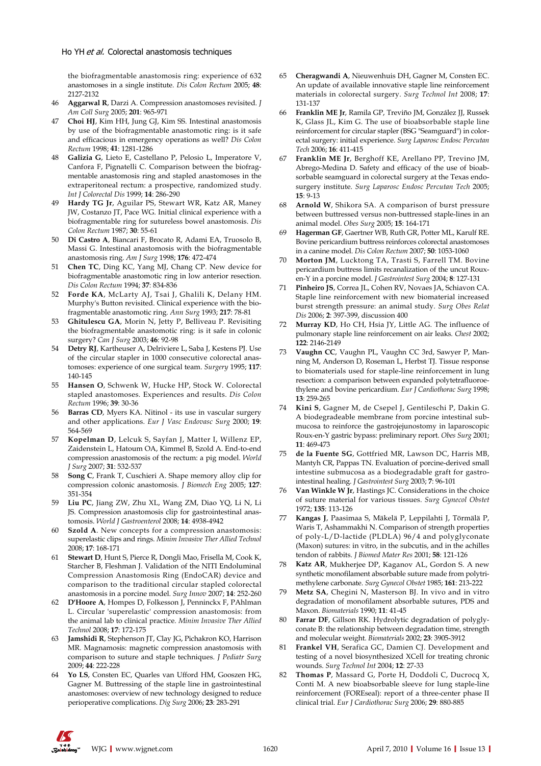the biofragmentable anastomosis ring: experience of 632 anastomoses in a single institute. *Dis Colon Rectum* 2005; **48**: 2127-2132

46 **Aggarwal R**, Darzi A. Compression anastomoses revisited. *J Am Coll Surg* 2005; **201**: 965-971

47 **Choi HJ**, Kim HH, Jung GJ, Kim SS. Intestinal anastomosis by use of the biofragmentable anastomotic ring: is it safe and efficacious in emergency operations as well? *Dis Colon Rectum* 1998; **41**: 1281-1286

48 **Galizia G**, Lieto E, Castellano P, Pelosio L, Imperatore V, Canfora F, Pignatelli C. Comparison between the biofragmentable anastomosis ring and stapled anastomoses in the extraperitoneal rectum: a prospective, randomized study. *Int J Colorectal Dis* 1999; **14**: 286-290

49 **Hardy TG Jr**, Aguilar PS, Stewart WR, Katz AR, Maney JW, Costanzo JT, Pace WG. Initial clinical experience with a biofragmentable ring for sutureless bowel anastomosis. *Dis Colon Rectum* 1987; **30**: 55-61

50 **Di Castro A**, Biancari F, Brocato R, Adami EA, Truosolo B, Massi G. Intestinal anastomosis with the biofragmentable anastomosis ring. *Am J Surg* 1998; **176**: 472-474

51 **Chen TC**, Ding KC, Yang MJ, Chang CP. New device for biofragmentable anastomotic ring in low anterior resection. *Dis Colon Rectum* 1994; **37**: 834-836

52 **Forde KA**, McLarty AJ, Tsai J, Ghalili K, Delany HM. Murphy's Button revisited. Clinical experience with the biofragmentable anastomotic ring. *Ann Surg* 1993; **217**: 78-81

53 **Ghitulescu GA**, Morin N, Jetty P, Belliveau P. Revisiting the biofragmentable anastomotic ring: is it safe in colonic surgery? *Can J Surg* 2003; **46**: 92-98

54 **Detry RJ**, Kartheuser A, Delriviere L, Saba J, Kestens PJ. Use of the circular stapler in 1000 consecutive colorectal anastomoses: experience of one surgical team. *Surgery* 1995; **117**: 140-145

55 **Hansen O**, Schwenk W, Hucke HP, Stock W. Colorectal stapled anastomoses. Experiences and results. *Dis Colon Rectum* 1996; **39**: 30-36

56 **Barras CD**, Myers KA. Nitinol - its use in vascular surgery and other applications. *Eur J Vasc Endovasc Surg* 2000; **19**: 564-569

57 **Kopelman D**, Lelcuk S, Sayfan J, Matter I, Willenz EP, Zaidenstein L, Hatoum OA, Kimmel B, Szold A. End-to-end compression anastomosis of the rectum: a pig model. *World J Surg* 2007; **31**: 532-537

58 **Song C**, Frank T, Cuschieri A. Shape memory alloy clip for compression colonic anastomosis. *J Biomech Eng* 2005; **127**: 351-354

59 **Liu PC**, Jiang ZW, Zhu XL, Wang ZM, Diao YQ, Li N, Li JS. Compression anastomosis clip for gastrointestinal anastomosis. *World J Gastroenterol* 2008; **14**: 4938-4942

60 **Szold A**. New concepts for a compression anastomosis: superelastic clips and rings. *Minim Invasive Ther Allied Technol* 2008; **17**: 168-171

61 **Stewart D**, Hunt S, Pierce R, Dongli Mao, Frisella M, Cook K, Starcher B, Fleshman J. Validation of the NITI Endoluminal Compression Anastomosis Ring (EndoCAR) device and comparison to the traditional circular stapled colorectal anastomosis in a porcine model. *Surg Innov* 2007; **14**: 252-260

62 **D'Hoore A**, Hompes D, Folkesson J, Penninckx F, PAhlman L. Circular 'superelastic' compression anastomosis: from the animal lab to clinical practice. *Minim Invasive Ther Allied Technol* 2008; **17**: 172-175

63 **Jamshidi R**, Stephenson JT, Clay JG, Pichakron KO, Harrison MR. Magnamosis: magnetic compression anastomosis with comparison to suture and staple techniques. *J Pediatr Surg* 2009; **44**: 222-228

64 **Yo LS**, Consten EC, Quarles van Ufford HM, Gooszen HG, Gagner M. Buttressing of the staple line in gastrointestinal anastomoses: overview of new technology designed to reduce perioperative complications. *Dig Surg* 2006; **23**: 283-291

65 **Cheragwandi A**, Nieuwenhuis DH, Gagner M, Consten EC. An update of available innovative staple line reinforcement materials in colorectal surgery. *Surg Technol Int* 2008; **17**: 131-137

66 **Franklin ME Jr**, Ramila GP, Treviño JM, González JJ, Russek K, Glass JL, Kim G. The use of bioabsorbable staple line reinforcement for circular stapler (BSG "Seamguard") in colorectal surgery: initial experience. *Surg Laparosc Endosc Percutan Tech* 2006; **16**: 411-415

67 **Franklin ME Jr**, Berghoff KE, Arellano PP, Trevino JM, Abrego-Medina D. Safety and efficacy of the use of bioabsorbable seamguard in colorectal surgery at the Texas endosurgery institute. *Surg Laparosc Endosc Percutan Tech* 2005; **15**: 9-13

68 **Arnold W**, Shikora SA. A comparison of burst pressure between buttressed versus non-buttressed staple-lines in an animal model. *Obes Surg* 2005; **15**: 164-171

69 **Hagerman GF**, Gaertner WB, Ruth GR, Potter ML, Karulf RE. Bovine pericardium buttress reinforces colorectal anastomoses in a canine model. *Dis Colon Rectum* 2007; **50**: 1053-1060

70 **Morton JM**, Lucktong TA, Trasti S, Farrell TM. Bovine pericardium buttress limits recanalization of the uncut Roux-en-Y in a porcine model. *J Gastrointest Surg* 2004; **8**: 127-131

71 **Pinheiro JS**, Correa JL, Cohen RV, Novaes JA, Schiavon CA. Staple line reinforcement with new biomaterial increased burst strength pressure: an animal study. *Surg Obes Relat Dis* 2006; **2**: 397-399, discussion 400

72 **Murray KD**, Ho CH, Hsia JY, Little AG. The influence of pulmonary staple line reinforcement on air leaks. *Chest* 2002; **122**: 2146-2149

73 **Vaughn CC**, Vaughn PL, Vaughn CC 3rd, Sawyer P, Manning M, Anderson D, Roseman L, Herbst TJ. Tissue response to biomaterials used for staple-line reinforcement in lung resection: a comparison between expanded polytetrafluoroethylene and bovine pericardium. *Eur J Cardiothorac Surg* 1998; **13**: 259-265

74 **Kini S**, Gagner M, de Csepel J, Gentileschi P, Dakin G. A biodegradeable membrane from porcine intestinal submucosa to reinforce the gastrojejunostomy in laparoscopic Roux-en-Y gastric bypass: preliminary report. *Obes Surg* 2001; **11**: 469-473

75 **de la Fuente SG**, Gottfried MR, Lawson DC, Harris MB, Mantyh CR, Pappas TN. Evaluation of porcine-derived small intestine submucosa as a biodegradable graft for gastrointestinal healing. *J Gastrointest Surg* 2003; **7**: 96-101

76 **Van Winkle W Jr**, Hastings JC. Considerations in the choice of suture material for various tissues. *Surg Gynecol Obstet* 1972; **135**: 113-126

77 **Kangas J**, Paasimaa S, Mäkelä P, Leppilahti J, Törmälä P, Waris T, Ashammakhi N. Comparison of strength properties of poly-L/D-lactide (PLDLA) 96/4 and polyglyconate (Maxon) sutures: in vitro, in the subcutis, and in the achilles tendon of rabbits. *J Biomed Mater Res* 2001; **58**: 121-126

78 **Katz AR**, Mukherjee DP, Kaganov AL, Gordon S. A new synthetic monofilament absorbable suture made from polytrimethylene carbonate. *Surg Gynecol Obstet* 1985; **161**: 213-222

79 **Metz SA**, Chegini N, Masterson BJ. In vivo and in vitro degradation of monofilament absorbable sutures, PDS and Maxon. *Biomaterials* 1990; **11**: 41-45

80 **Farrar DF**, Gillson RK. Hydrolytic degradation of polyglyconate B: the relationship between degradation time, strength and molecular weight. *Biomaterials* 2002; **23**: 3905-3912

81 **Frankel VH**, Serafica GC, Damien CJ. Development and testing of a novel biosynthesized XCell for treating chronic wounds. *Surg Technol Int* 2004; **12**: 27-33

82 **Thomas P**, Massard G, Porte H, Doddoli C, Ducrocq X, Conti M. A new bioabsorbable sleeve for lung staple-line reinforcement (FOREseal): report of a three-center phase II clinical trial. *Eur J Cardiothorac Surg* 2006; **29**: 880-885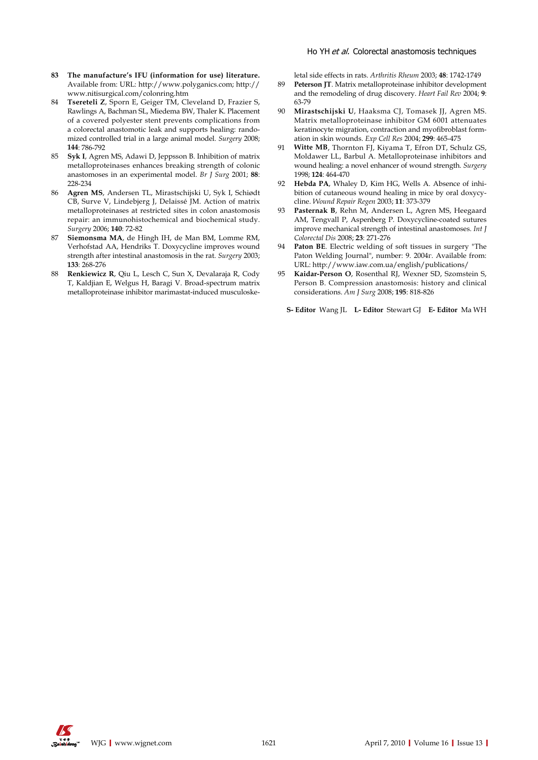83 **The manufacture's IFU (information for use) literature.** Available from: URL: http://www.polyganics.com; http://www.nitisurgical.com/colonring.htm

84 **Tsereteli Z**, Sporn E, Geiger TM, Cleveland D, Frazier S, Rawlings A, Bachman SL, Miedema BW, Thaler K. Placement of a covered polyester stent prevents complications from a colorectal anastomotic leak and supports healing: randomized controlled trial in a large animal model. *Surgery* 2008; **144**: 786-792

85 **Syk I**, Agren MS, Adawi D, Jeppsson B. Inhibition of matrix metalloproteinases enhances breaking strength of colonic anastomoses in an experimental model. *Br J Surg* 2001; **88**: 228-234

86 **Agren MS**, Andersen TL, Mirastschijski U, Syk I, Schiødt CB, Surve V, Lindebjerg J, Delaissé JM. Action of matrix metalloproteinases at restricted sites in colon anastomosis repair: an immunohistochemical and biochemical study. *Surgery* 2006; **140**: 72-82

87 **Siemonsma MA**, de Hingh IH, de Man BM, Lomme RM, Verhofstad AA, Hendriks T. Doxycycline improves wound strength after intestinal anastomosis in the rat. *Surgery* 2003; **133**: 268-276

88 **Renkiewicz R**, Qiu L, Lesch C, Sun X, Devalaraja R, Cody T, Kaldjian E, Welgus H, Baragi V. Broad-spectrum matrix metalloproteinase inhibitor marimastat-induced musculoskeletal side effects in rats. *Arthritis Rheum* 2003; **48**: 1742-1749

89 **Peterson JT**. Matrix metalloproteinase inhibitor development and the remodeling of drug discovery. *Heart Fail Rev* 2004; **9**: 63-79

90 **Mirastschijski U**, Haaksma CJ, Tomasek JJ, Agren MS. Matrix metalloproteinase inhibitor GM 6001 attenuates keratinocyte migration, contraction and myofibroblast formation in skin wounds. *Exp Cell Res* 2004; **299**: 465-475

91 **Witte MB**, Thornton FJ, Kiyama T, Efron DT, Schulz GS, Moldawer LL, Barbul A. Metalloproteinase inhibitors and wound healing: a novel enhancer of wound strength. *Surgery* 1998; **124**: 464-470

92 **Hebda PA**, Whaley D, Kim HG, Wells A. Absence of inhibition of cutaneous wound healing in mice by oral doxycycline. *Wound Repair Regen* 2003; **11**: 373-379

93 **Pasternak B**, Rehn M, Andersen L, Agren MS, Heegaard AM, Tengvall P, Aspenberg P. Doxycycline-coated sutures improve mechanical strength of intestinal anastomoses. *Int J Colorectal Dis* 2008; **23**: 271-276

94 **Paton BE**. Electric welding of soft tissues in surgery "The Paton Welding Journal", number: 9. 2004г. Available from: URL: http://www.iaw.com.ua/english/publications/

95 **Kaidar-Person O**, Rosenthal RJ, Wexner SD, Szomstein S, Person B. Compression anastomosis: history and clinical considerations. *Am J Surg* 2008; **195**: 818-826

**S- Editor** Wang JL **L- Editor** Stewart GJ **E- Editor** Ma WH